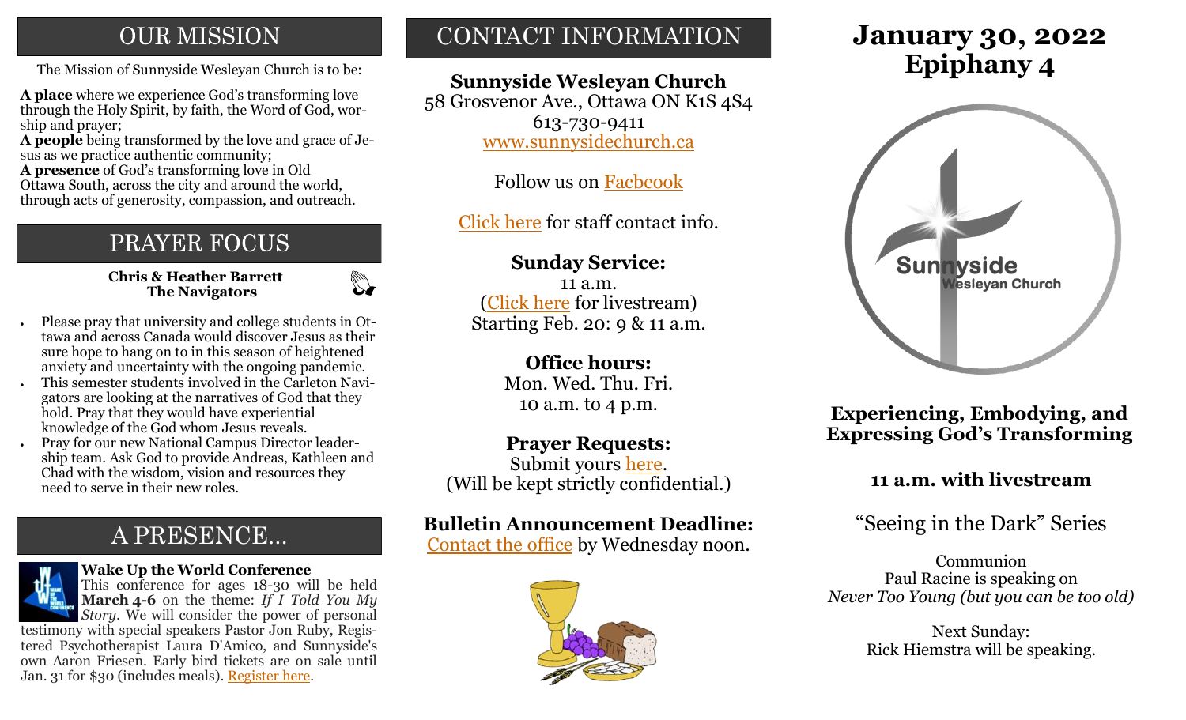## OUR MISSION

The Mission of Sunnyside Wesleyan Church is to be:

**A place** where we experience God's transforming love through the Holy Spirit, by faith, the Word of God, worship and prayer;
**A people** being transformed by the love and grace of Jesus as we practice authentic community;
**A presence** of God's transforming love in Old Ottawa South, across the city and around the world, through acts of generosity, compassion, and outreach.

## PRAYER FOCUS

**Chris & Heather Barrett**
**The Navigators**

- Please pray that university and college students in Ottawa and across Canada would discover Jesus as their sure hope to hang on to in this season of heightened anxiety and uncertainty with the ongoing pandemic.
- This semester students involved in the Carleton Navigators are looking at the narratives of God that they hold. Pray that they would have experiential knowledge of the God whom Jesus reveals.
- Pray for our new National Campus Director leadership team. Ask God to provide Andreas, Kathleen and Chad with the wisdom, vision and resources they need to serve in their new roles.

## A PRESENCE...

**Wake Up the World Conference**
This conference for ages 18-30 will be held **March 4-6** on the theme: *If I Told You My Story*. We will consider the power of personal testimony with special speakers Pastor Jon Ruby, Registered Psychotherapist Laura D'Amico, and Sunnyside's own Aaron Friesen. Early bird tickets are on sale until Jan. 31 for $30 (includes meals). Register here.

## CONTACT INFORMATION

**Sunnyside Wesleyan Church**
58 Grosvenor Ave., Ottawa ON K1S 4S4
613-730-9411
www.sunnysidechurch.ca

Follow us on Facbeook

Click here for staff contact info.

**Sunday Service:**
11 a.m.
(Click here for livestream)
Starting Feb. 20: 9 & 11 a.m.

**Office hours:**
Mon. Wed. Thu. Fri.
10 a.m. to 4 p.m.

**Prayer Requests:**
Submit yours here.
(Will be kept strictly confidential.)

**Bulletin Announcement Deadline:**
Contact the office by Wednesday noon.

# January 30, 2022
# Epiphany 4

Sunnyside Wesleyan Church

**Experiencing, Embodying, and Expressing God's Transforming**

**11 a.m. with livestream**

"Seeing in the Dark" Series

Communion
Paul Racine is speaking on
*Never Too Young (but you can be too old)*

Next Sunday:
Rick Hiemstra will be speaking.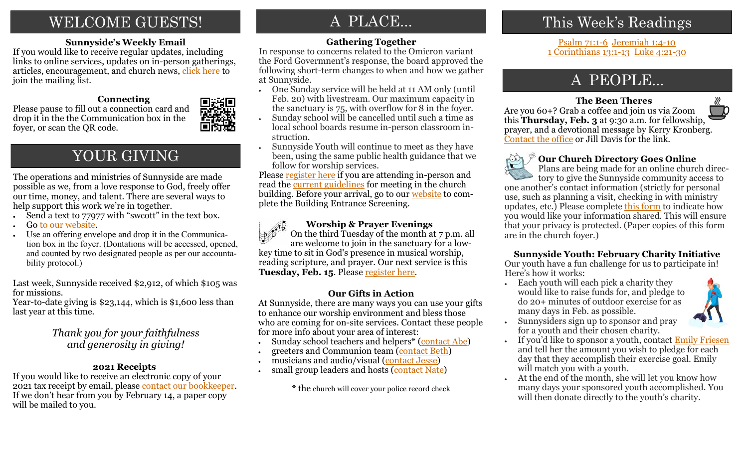# WELCOME GUESTS!

### Sunnyside's Weekly Email

If you would like to receive regular updates, including links to online services, updates on in-person gatherings, articles, encouragement, and church news, click here to join the mailing list.

### Connecting

Please pause to fill out a connection card and drop it in the the Communication box in the foyer, or scan the QR code.

# YOUR GIVING

The operations and ministries of Sunnyside are made possible as we, from a love response to God, freely offer our time, money, and talent. There are several ways to help support this work we're in together.

- Send a text to 77977 with "swcott" in the text box.
- Go to our website.
- Use an offering envelope and drop it in the Communication box in the foyer. (Dontations will be accessed, opened, and counted by two designated people as per our accountability protocol.)

Last week, Sunnyside received $2,912, of which $105 was for missions.
Year-to-date giving is $23,144, which is $1,600 less than last year at this time.

*Thank you for your faithfulness and generosity in giving!*

### 2021 Receipts

If you would like to receive an electronic copy of your 2021 tax receipt by email, please contact our bookkeeper. If we don't hear from you by February 14, a paper copy will be mailed to you.

# A PLACE...

### Gathering Together

In response to concerns related to the Omicron variant the Ford Govermnent's response, the board approved the following short-term changes to when and how we gather at Sunnyside.

- One Sunday service will be held at 11 AM only (until Feb. 20) with livestream. Our maximum capacity in the sanctuary is 75, with overflow for 8 in the foyer.
- Sunday school will be cancelled until such a time as local school boards resume in-person classroom instruction.
- Sunnyside Youth will continue to meet as they have been, using the same public health guidance that we follow for worship services.

Please register here if you are attending in-person and read the current guidelines for meeting in the church building. Before your arrival, go to our website to complete the Building Entrance Screening.

### Worship & Prayer Evenings

On the third Tuesday of the month at 7 p.m. all are welcome to join in the sanctuary for a low-key time to sit in God's presence in musical worship, reading scripture, and prayer. Our next service is this **Tuesday, Feb. 15**. Please register here.

### Our Gifts in Action

At Sunnyside, there are many ways you can use your gifts to enhance our worship environment and bless those who are coming for on-site services. Contact these people for more info about your area of interest:

- Sunday school teachers and helpers* (contact Abe)
- greeters and Communion team (contact Beth)
- musicians and audio/visual (contact Jesse)
- small group leaders and hosts (contact Nate)

* the church will cover your police record check

# This Week's Readings

Psalm 71:1-6 Jeremiah 1:4-10
1 Corinthians 13:1-13 Luke 4:21-30

# A PEOPLE...

### The Been Theres

Are you 60+? Grab a coffee and join us via Zoom this **Thursday, Feb. 3** at 9:30 a.m. for fellowship, prayer, and a devotional message by Kerry Kronberg. Contact the office or Jill Davis for the link.

### Our Church Directory Goes Online

Plans are being made for an online church directory to give the Sunnyside community access to one another's contact information (strictly for personal use, such as planning a visit, checking in with ministry updates, etc.) Please complete this form to indicate how you would like your information shared. This will ensure that your privacy is protected. (Paper copies of this form are in the church foyer.)

### Sunnyside Youth: February Charity Initiative

Our youth have a fun challenge for us to participate in! Here's how it works:

- Each youth will each pick a charity they would like to raise funds for, and pledge to do 20+ minutes of outdoor exercise for as many days in Feb. as possible.
- Sunnysiders sign up to sponsor and pray for a youth and their chosen charity.
- If you'd like to sponsor a youth, contact Emily Friesen and tell her the amount you wish to pledge for each day that they accomplish their exercise goal. Emily will match you with a youth.
- At the end of the month, she will let you know how many days your sponsored youth accomplished. You will then donate directly to the youth's charity.